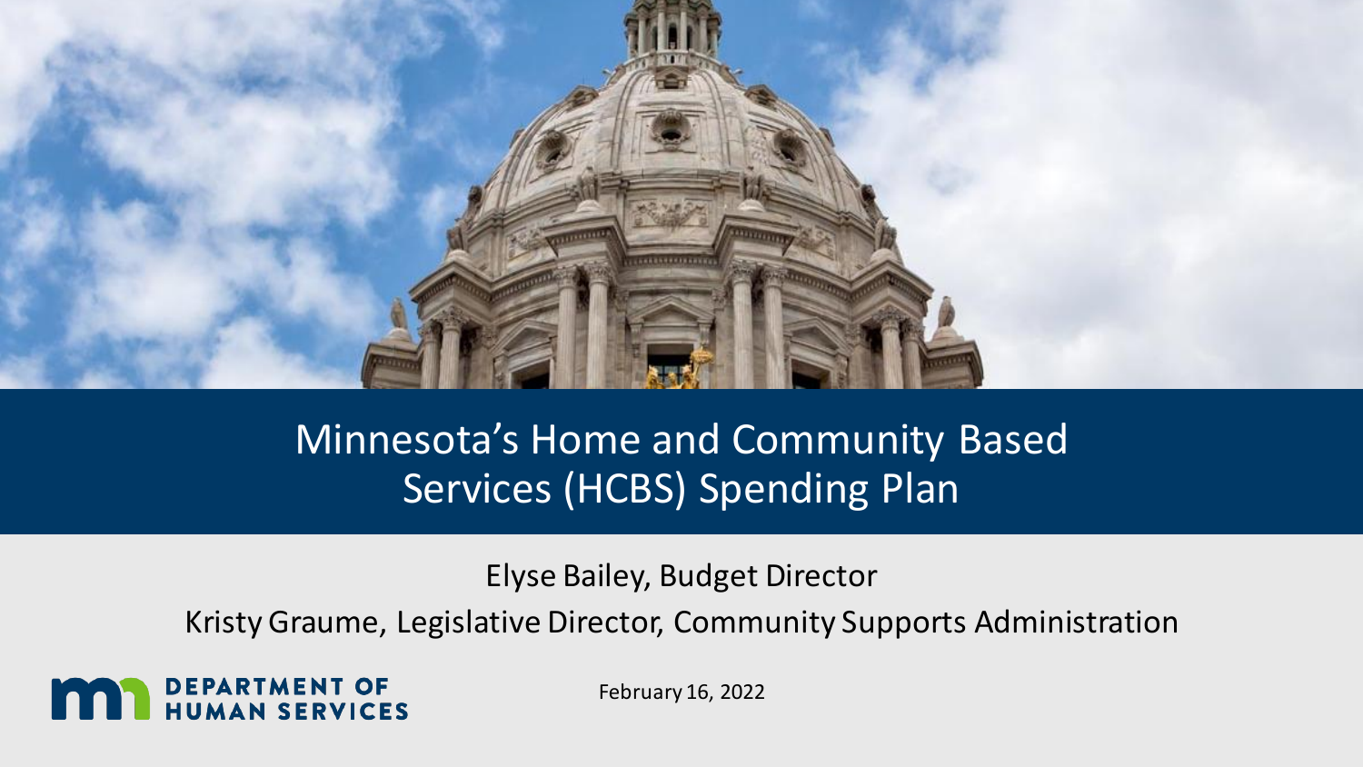# Minnesota's Home and Community Based Services (HCBS) Spending Plan

Elyse Bailey, Budget Director

Kristy Graume, Legislative Director, Community Supports Administration

DEPARTMENT OF HUMAN SERVICES

February 16, 2022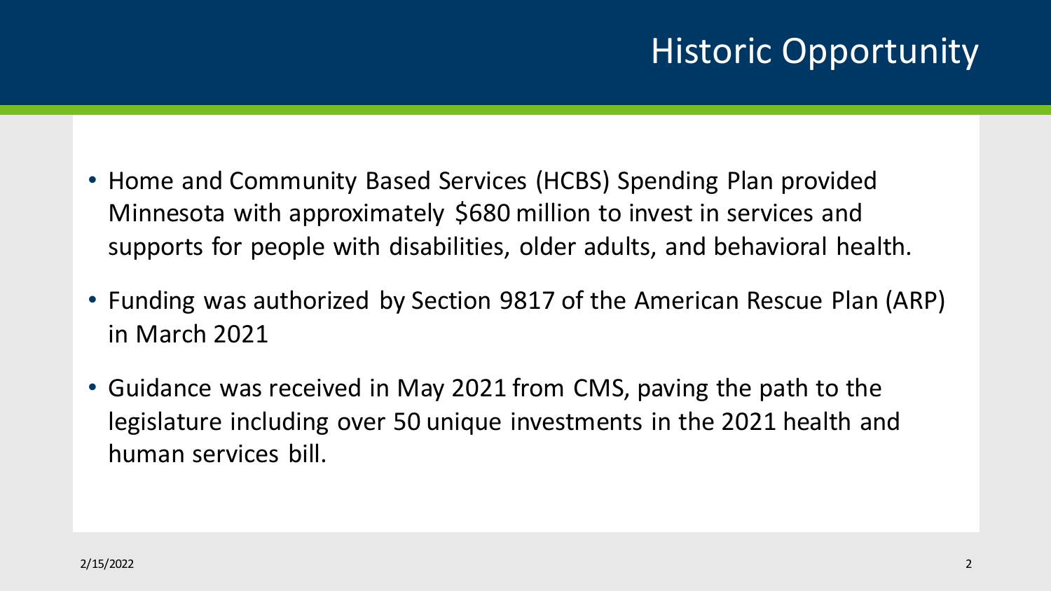# Historic Opportunity

- Home and Community Based Services (HCBS) Spending Plan provided Minnesota with approximately $680 million to invest in services and supports for people with disabilities, older adults, and behavioral health.
- Funding was authorized by Section 9817 of the American Rescue Plan (ARP) in March 2021
- Guidance was received in May 2021 from CMS, paving the path to the legislature including over 50 unique investments in the 2021 health and human services bill.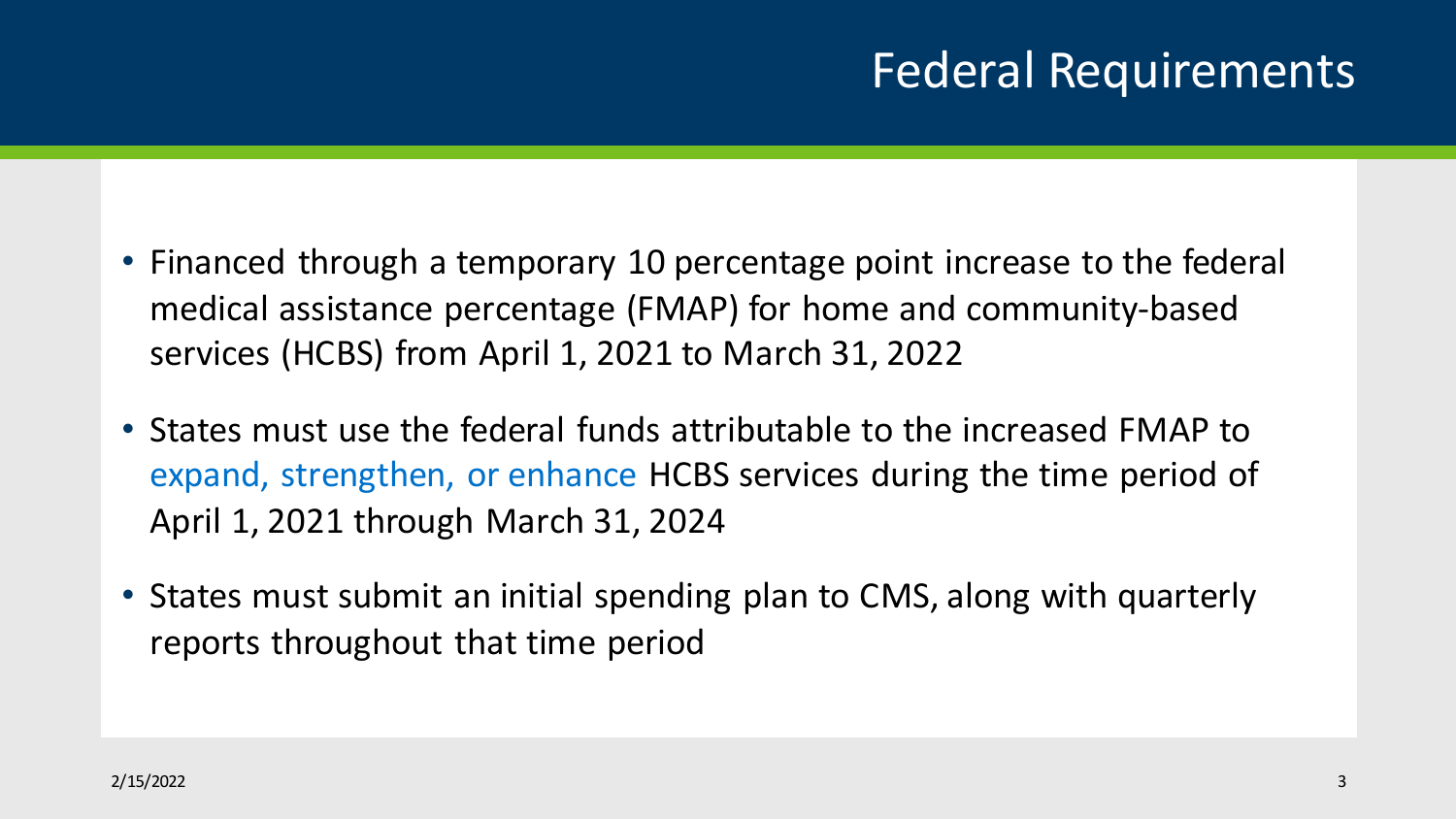# Federal Requirements

- Financed through a temporary 10 percentage point increase to the federal medical assistance percentage (FMAP) for home and community-based services (HCBS) from April 1, 2021 to March 31, 2022
- States must use the federal funds attributable to the increased FMAP to expand, strengthen, or enhance HCBS services during the time period of April 1, 2021 through March 31, 2024
- States must submit an initial spending plan to CMS, along with quarterly reports throughout that time period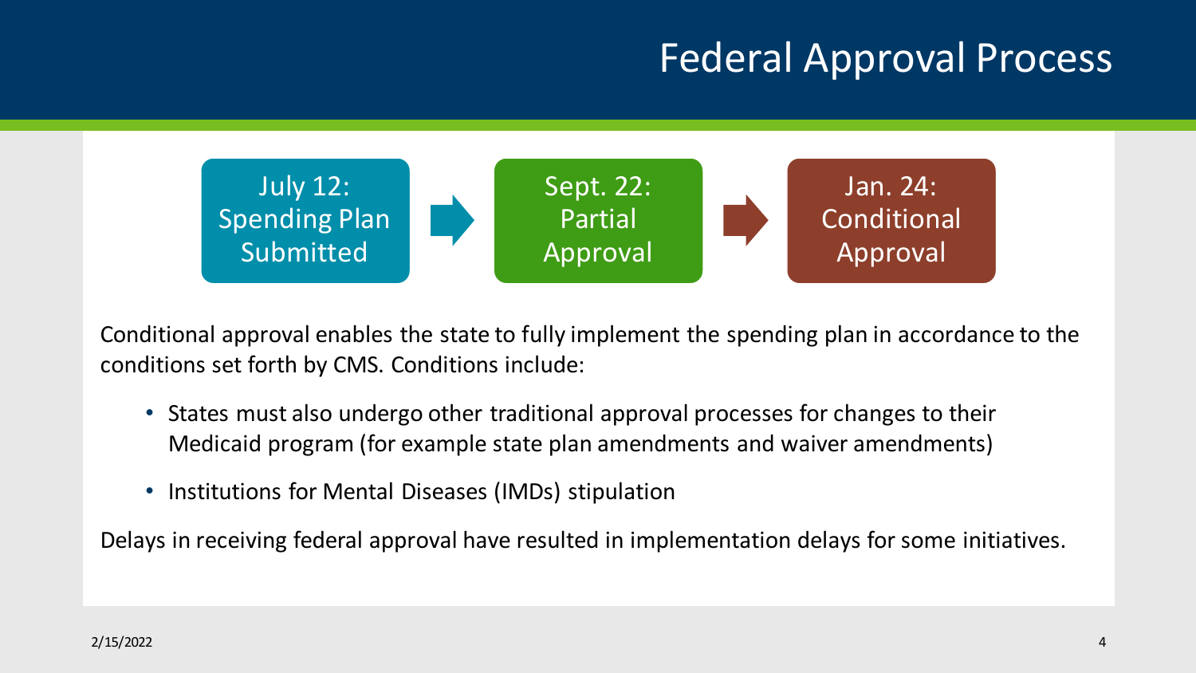# Federal Approval Process

July 12: Spending Plan Submitted → Sept. 22: Partial Approval → Jan. 24: Conditional Approval

Conditional approval enables the state to fully implement the spending plan in accordance to the conditions set forth by CMS. Conditions include:

- States must also undergo other traditional approval processes for changes to their Medicaid program (for example state plan amendments and waiver amendments)
- Institutions for Mental Diseases (IMDs) stipulation

Delays in receiving federal approval have resulted in implementation delays for some initiatives.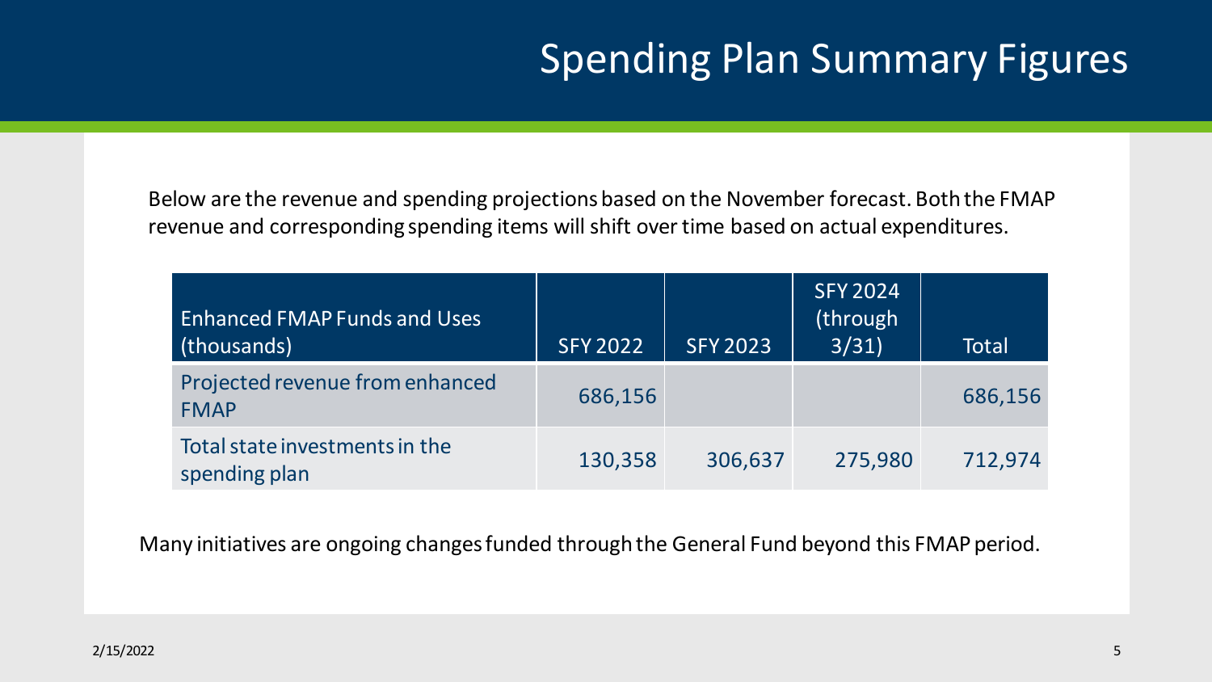# Spending Plan Summary Figures

Below are the revenue and spending projections based on the November forecast. Both the FMAP revenue and corresponding spending items will shift over time based on actual expenditures.

| Enhanced FMAP Funds and Uses (thousands) | SFY 2022 | SFY 2023 | SFY 2024 (through 3/31) | Total |
|---|---|---|---|---|
| Projected revenue from enhanced FMAP | 686,156 | | | 686,156 |
| Total state investments in the spending plan | 130,358 | 306,637 | 275,980 | 712,974 |

Many initiatives are ongoing changes funded through the General Fund beyond this FMAP period.

2/15/2022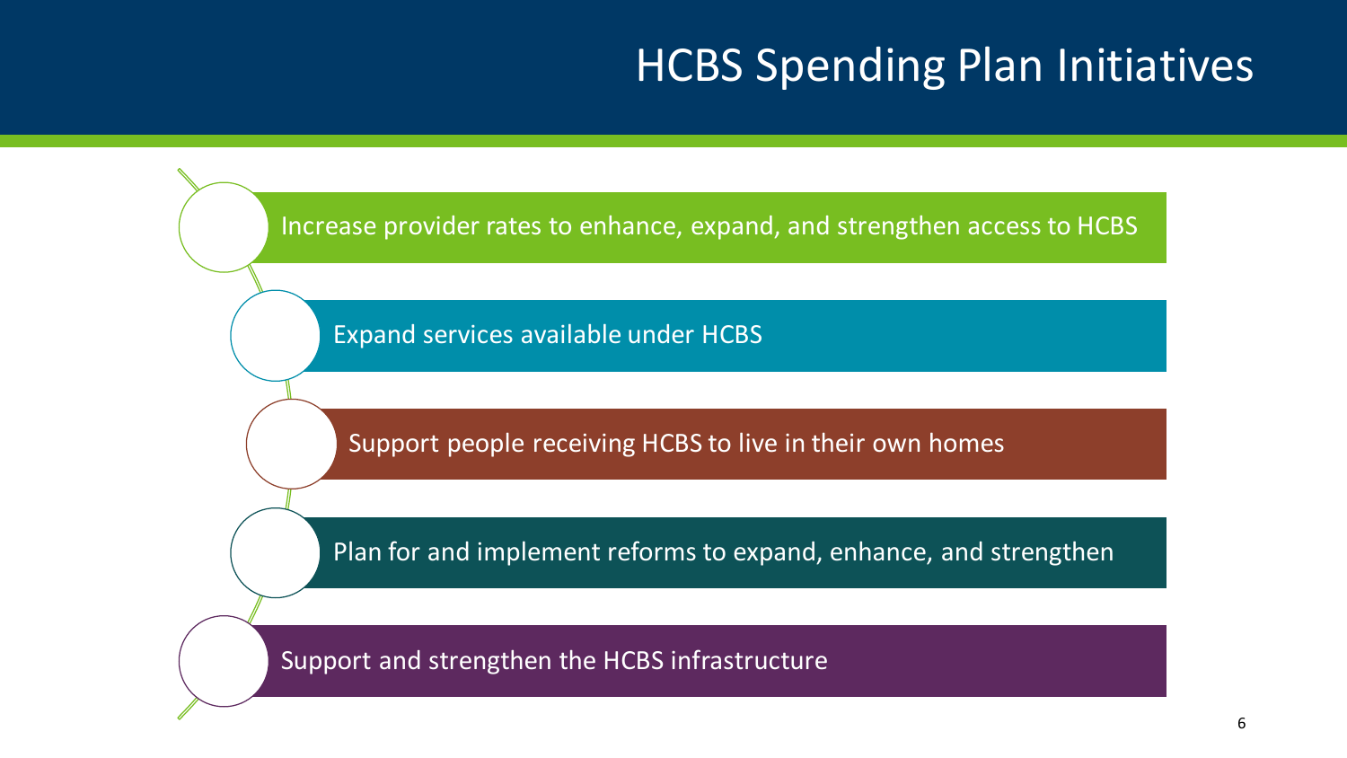# HCBS Spending Plan Initiatives

- Increase provider rates to enhance, expand, and strengthen access to HCBS
- Expand services available under HCBS
- Support people receiving HCBS to live in their own homes
- Plan for and implement reforms to expand, enhance, and strengthen
- Support and strengthen the HCBS infrastructure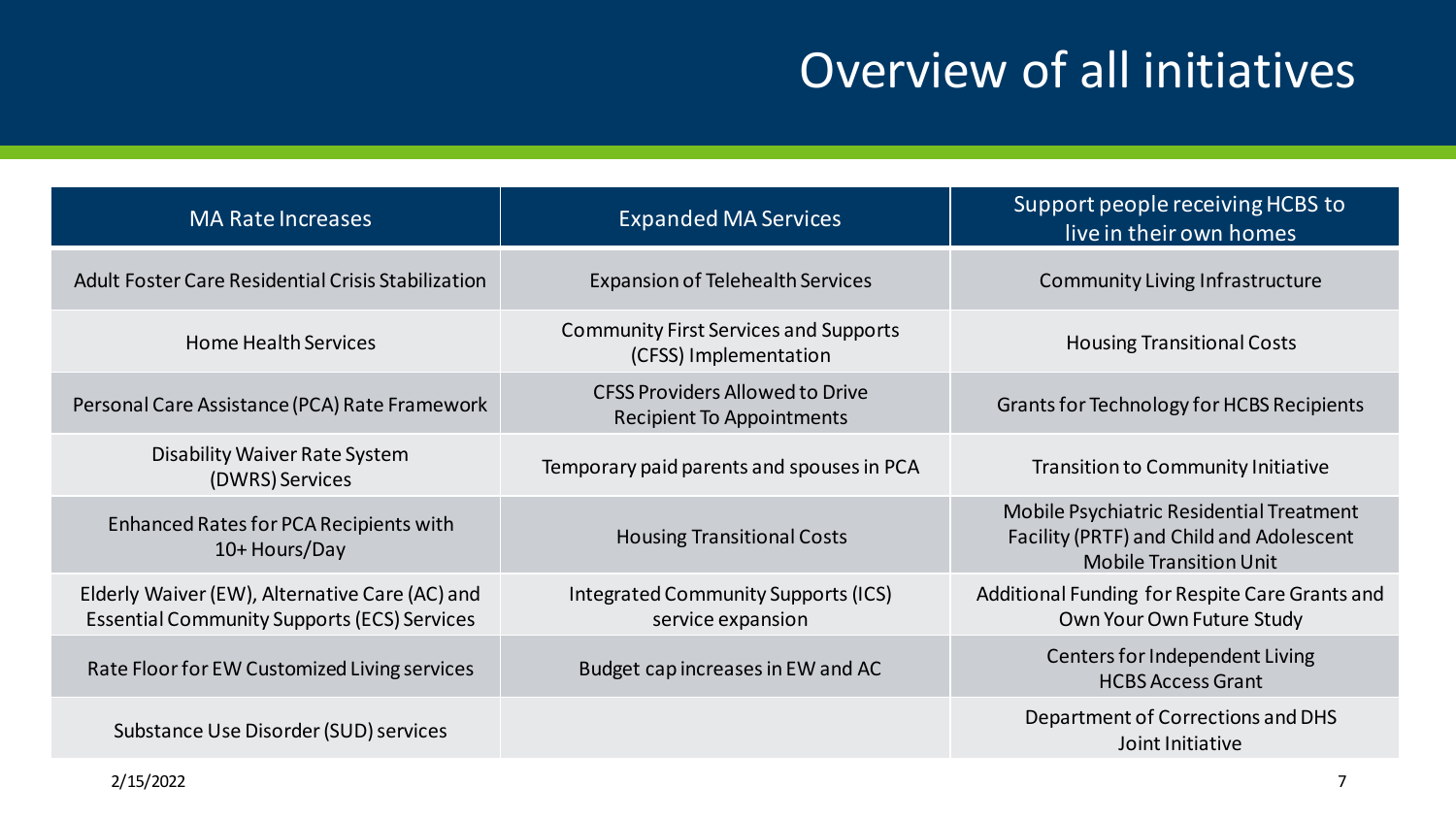# Overview of all initiatives

| MA Rate Increases | Expanded MA Services | Support people receiving HCBS to live in their own homes |
| --- | --- | --- |
| Adult Foster Care Residential Crisis Stabilization | Expansion of Telehealth Services | Community Living Infrastructure |
| Home Health Services | Community First Services and Supports (CFSS) Implementation | Housing Transitional Costs |
| Personal Care Assistance (PCA) Rate Framework | CFSS Providers Allowed to Drive Recipient To Appointments | Grants for Technology for HCBS Recipients |
| Disability Waiver Rate System (DWRS) Services | Temporary paid parents and spouses in PCA | Transition to Community Initiative |
| Enhanced Rates for PCA Recipients with 10+ Hours/Day | Housing Transitional Costs | Mobile Psychiatric Residential Treatment Facility (PRTF) and Child and Adolescent Mobile Transition Unit |
| Elderly Waiver (EW), Alternative Care (AC) and Essential Community Supports (ECS) Services | Integrated Community Supports (ICS) service expansion | Additional Funding for Respite Care Grants and Own Your Own Future Study |
| Rate Floor for EW Customized Living services | Budget cap increases in EW and AC | Centers for Independent Living HCBS Access Grant |
| Substance Use Disorder (SUD) services | | Department of Corrections and DHS Joint Initiative |

2/15/2022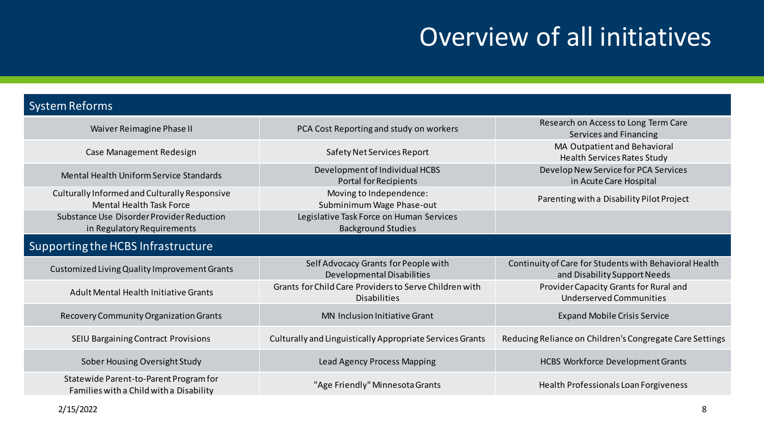# Overview of all initiatives

## System Reforms

| | | |
|---|---|---|
| Waiver Reimagine Phase II | PCA Cost Reporting and study on workers | Research on Access to Long Term Care Services and Financing |
| Case Management Redesign | Safety Net Services Report | MA Outpatient and Behavioral Health Services Rates Study |
| Mental Health Uniform Service Standards | Development of Individual HCBS Portal for Recipients | Develop New Service for PCA Services in Acute Care Hospital |
| Culturally Informed and Culturally Responsive Mental Health Task Force | Moving to Independence: Subminimum Wage Phase-out | Parenting with a Disability Pilot Project |
| Substance Use Disorder Provider Reduction in Regulatory Requirements | Legislative Task Force on Human Services Background Studies | |

## Supporting the HCBS Infrastructure

| | | |
|---|---|---|
| Customized Living Quality Improvement Grants | Self Advocacy Grants for People with Developmental Disabilities | Continuity of Care for Students with Behavioral Health and Disability Support Needs |
| Adult Mental Health Initiative Grants | Grants for Child Care Providers to Serve Children with Disabilities | Provider Capacity Grants for Rural and Underserved Communities |
| Recovery Community Organization Grants | MN Inclusion Initiative Grant | Expand Mobile Crisis Service |
| SEIU Bargaining Contract Provisions | Culturally and Linguistically Appropriate Services Grants | Reducing Reliance on Children's Congregate Care Settings |
| Sober Housing Oversight Study | Lead Agency Process Mapping | HCBS Workforce Development Grants |
| Statewide Parent-to-Parent Program for Families with a Child with a Disability | "Age Friendly" Minnesota Grants | Health Professionals Loan Forgiveness |

2/15/2022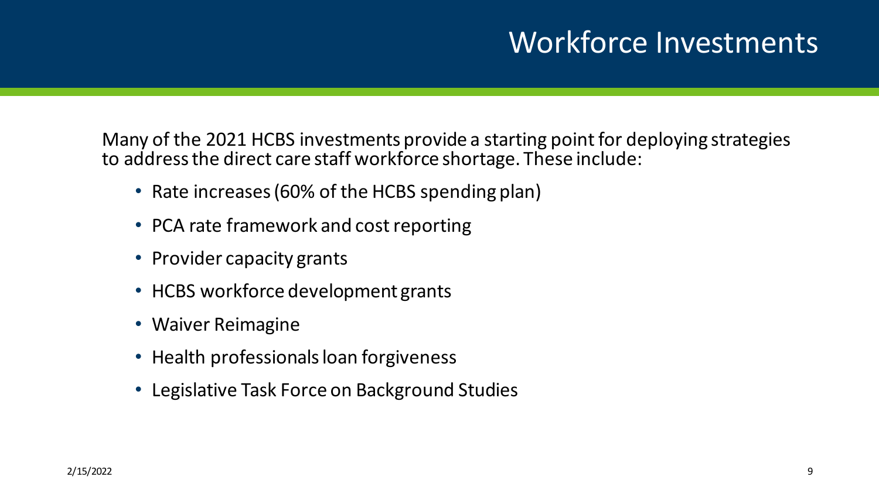# Workforce Investments

Many of the 2021 HCBS investments provide a starting point for deploying strategies to address the direct care staff workforce shortage. These include:

- Rate increases (60% of the HCBS spending plan)
- PCA rate framework and cost reporting
- Provider capacity grants
- HCBS workforce development grants
- Waiver Reimagine
- Health professionals loan forgiveness
- Legislative Task Force on Background Studies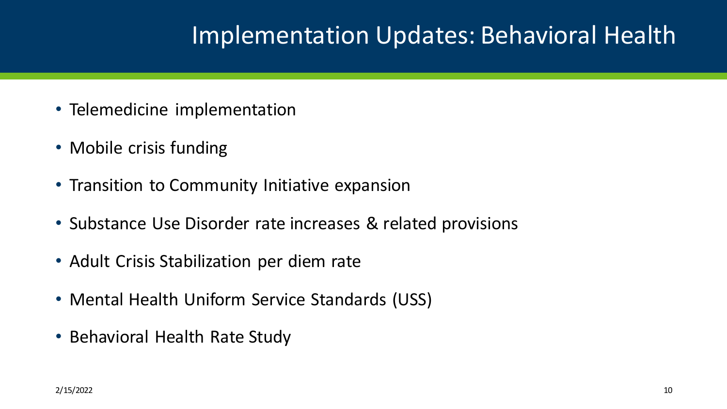# Implementation Updates: Behavioral Health

- Telemedicine implementation
- Mobile crisis funding
- Transition to Community Initiative expansion
- Substance Use Disorder rate increases & related provisions
- Adult Crisis Stabilization per diem rate
- Mental Health Uniform Service Standards (USS)
- Behavioral Health Rate Study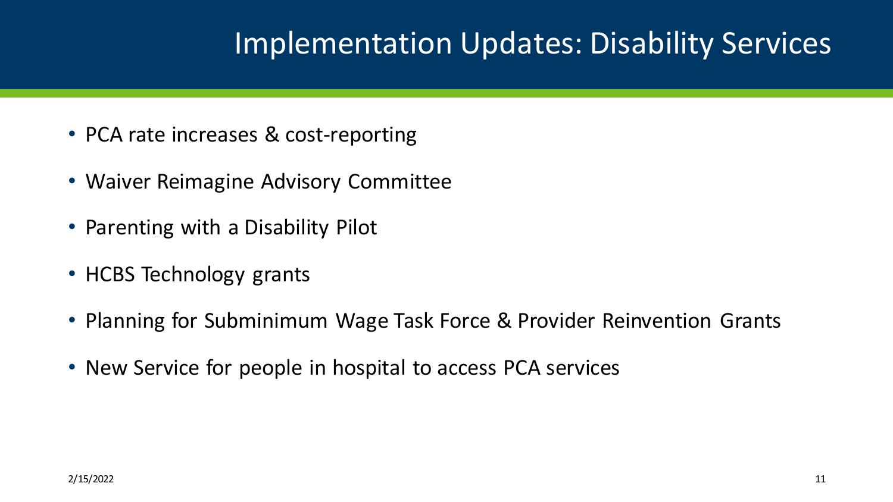# Implementation Updates: Disability Services

- PCA rate increases & cost-reporting
- Waiver Reimagine Advisory Committee
- Parenting with a Disability Pilot
- HCBS Technology grants
- Planning for Subminimum Wage Task Force & Provider Reinvention Grants
- New Service for people in hospital to access PCA services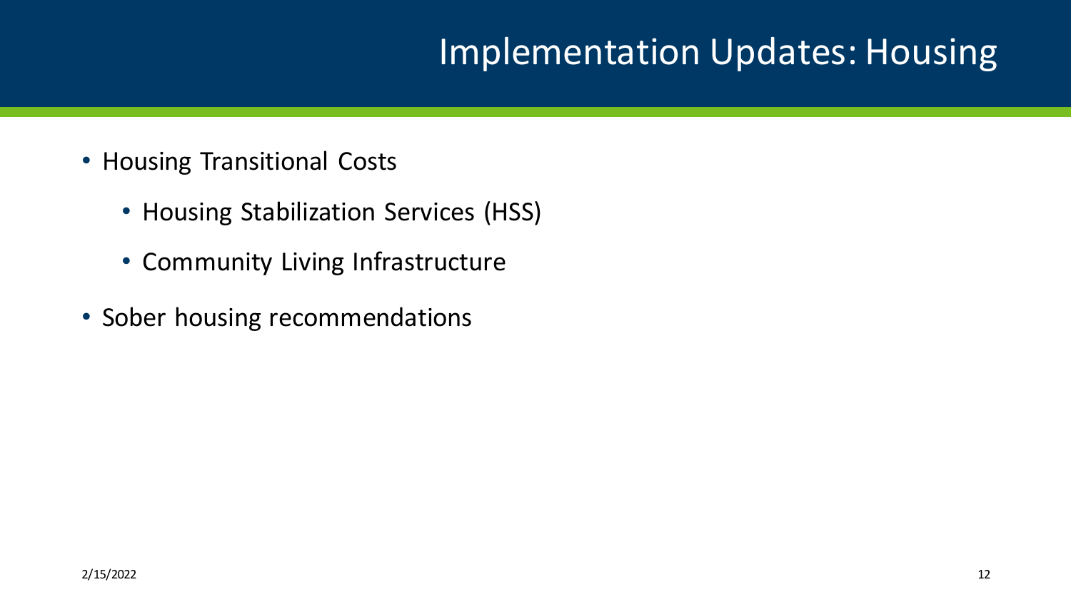# Implementation Updates: Housing

- Housing Transitional Costs
  - Housing Stabilization Services (HSS)
  - Community Living Infrastructure
- Sober housing recommendations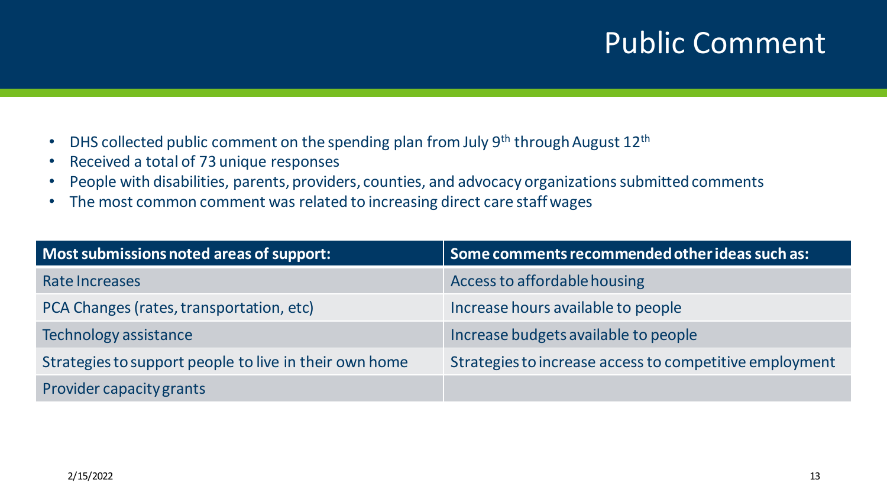# Public Comment

- DHS collected public comment on the spending plan from July 9th through August 12th
- Received a total of 73 unique responses
- People with disabilities, parents, providers, counties, and advocacy organizations submitted comments
- The most common comment was related to increasing direct care staff wages

| Most submissions noted areas of support: | Some comments recommended other ideas such as: |
| --- | --- |
| Rate Increases | Access to affordable housing |
| PCA Changes (rates, transportation, etc) | Increase hours available to people |
| Technology assistance | Increase budgets available to people |
| Strategies to support people to live in their own home | Strategies to increase access to competitive employment |
| Provider capacity grants | |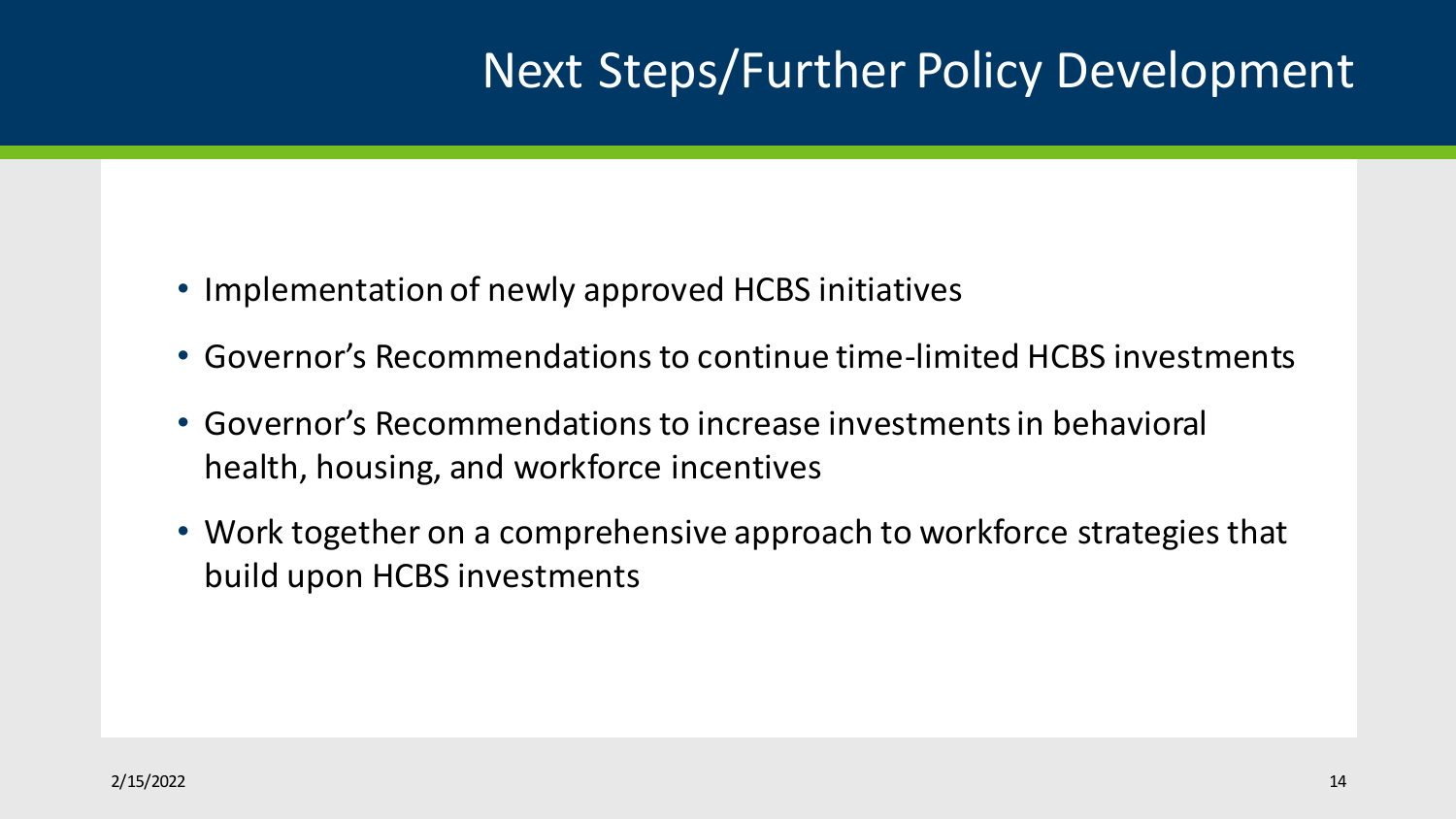# Next Steps/Further Policy Development

- Implementation of newly approved HCBS initiatives
- Governor's Recommendations to continue time-limited HCBS investments
- Governor's Recommendations to increase investments in behavioral health, housing, and workforce incentives
- Work together on a comprehensive approach to workforce strategies that build upon HCBS investments